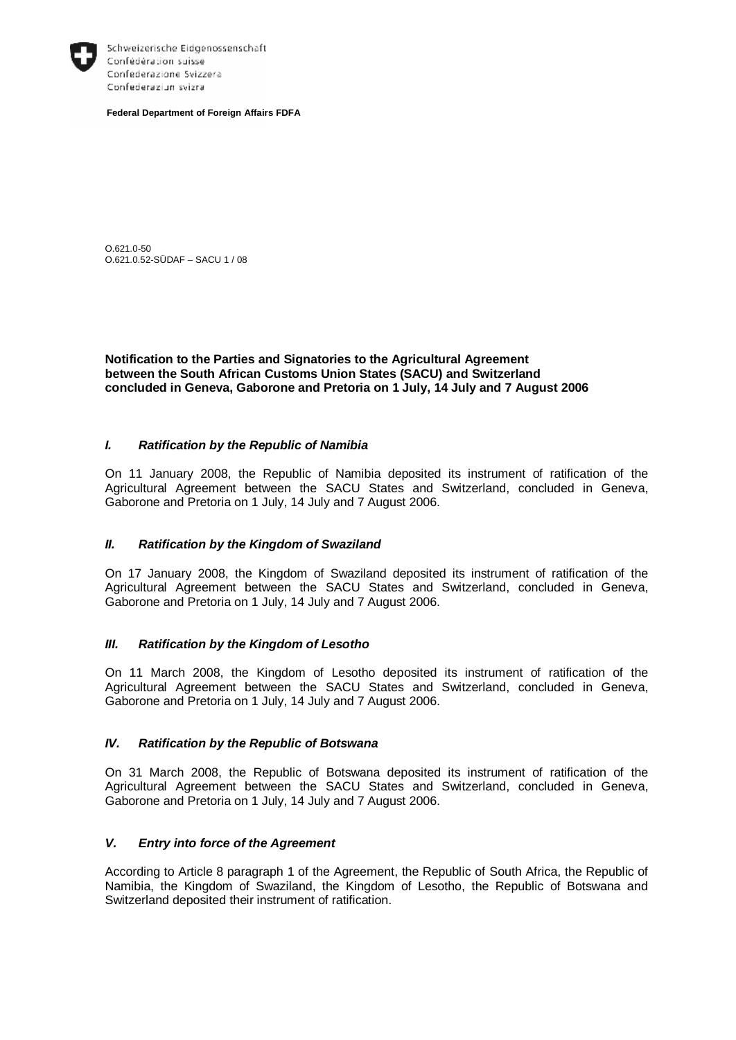Schweizerische Eidgenossenschaft
Confédération suisse
Confederazione Svizzera
Confederaziun svizra

**Federal Department of Foreign Affairs FDFA**

O.621.0-50
O.621.0.52-SÜDAF – SACU 1 / 08

**Notification to the Parties and Signatories to the Agricultural Agreement between the South African Customs Union States (SACU) and Switzerland concluded in Geneva, Gaborone and Pretoria on 1 July, 14 July and 7 August 2006**

### *I. Ratification by the Republic of Namibia*

On 11 January 2008, the Republic of Namibia deposited its instrument of ratification of the Agricultural Agreement between the SACU States and Switzerland, concluded in Geneva, Gaborone and Pretoria on 1 July, 14 July and 7 August 2006.

### *II. Ratification by the Kingdom of Swaziland*

On 17 January 2008, the Kingdom of Swaziland deposited its instrument of ratification of the Agricultural Agreement between the SACU States and Switzerland, concluded in Geneva, Gaborone and Pretoria on 1 July, 14 July and 7 August 2006.

### *III. Ratification by the Kingdom of Lesotho*

On 11 March 2008, the Kingdom of Lesotho deposited its instrument of ratification of the Agricultural Agreement between the SACU States and Switzerland, concluded in Geneva, Gaborone and Pretoria on 1 July, 14 July and 7 August 2006.

### *IV. Ratification by the Republic of Botswana*

On 31 March 2008, the Republic of Botswana deposited its instrument of ratification of the Agricultural Agreement between the SACU States and Switzerland, concluded in Geneva, Gaborone and Pretoria on 1 July, 14 July and 7 August 2006.

### *V. Entry into force of the Agreement*

According to Article 8 paragraph 1 of the Agreement, the Republic of South Africa, the Republic of Namibia, the Kingdom of Swaziland, the Kingdom of Lesotho, the Republic of Botswana and Switzerland deposited their instrument of ratification.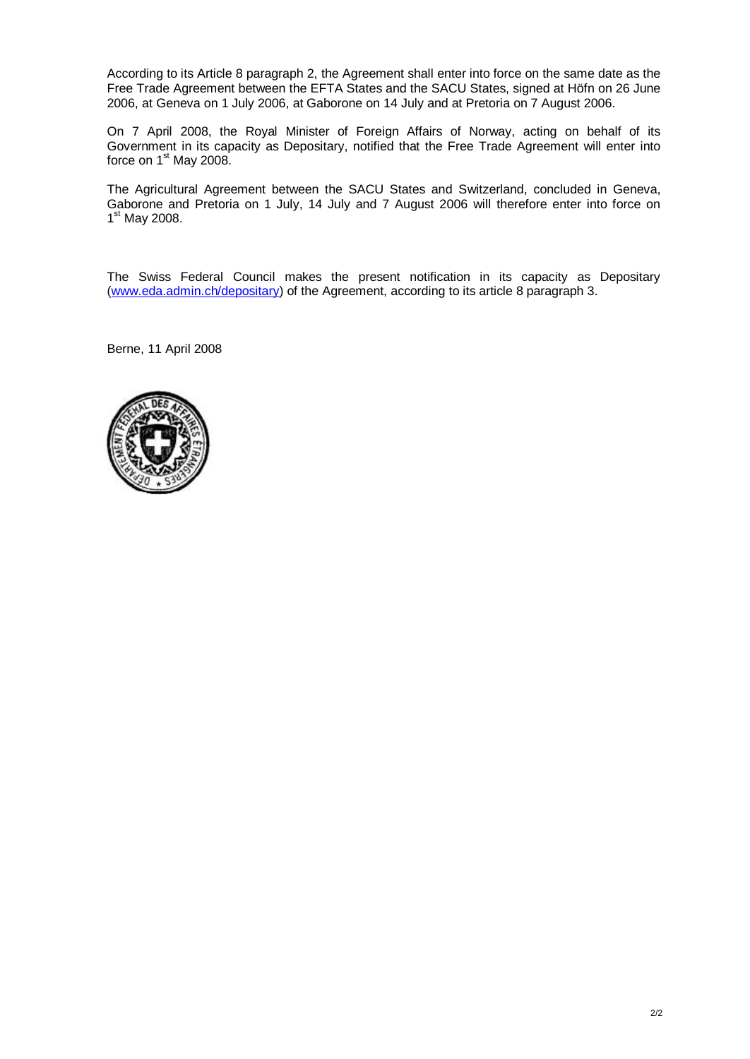According to its Article 8 paragraph 2, the Agreement shall enter into force on the same date as the Free Trade Agreement between the EFTA States and the SACU States, signed at Höfn on 26 June 2006, at Geneva on 1 July 2006, at Gaborone on 14 July and at Pretoria on 7 August 2006.

On 7 April 2008, the Royal Minister of Foreign Affairs of Norway, acting on behalf of its Government in its capacity as Depositary, notified that the Free Trade Agreement will enter into force on 1st May 2008.

The Agricultural Agreement between the SACU States and Switzerland, concluded in Geneva, Gaborone and Pretoria on 1 July, 14 July and 7 August 2006 will therefore enter into force on 1st May 2008.

The Swiss Federal Council makes the present notification in its capacity as Depositary (www.eda.admin.ch/depositary) of the Agreement, according to its article 8 paragraph 3.

Berne, 11 April 2008